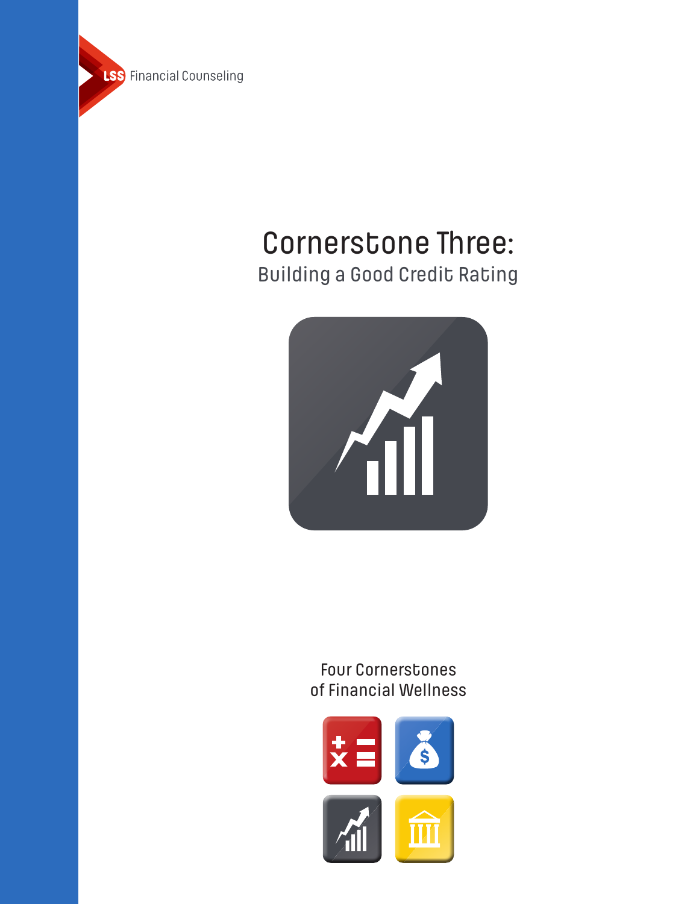LSS Financial Counseling

# Cornerstone Three:

## Building a Good Credit Rating

Four Cornerstones
of Financial Wellness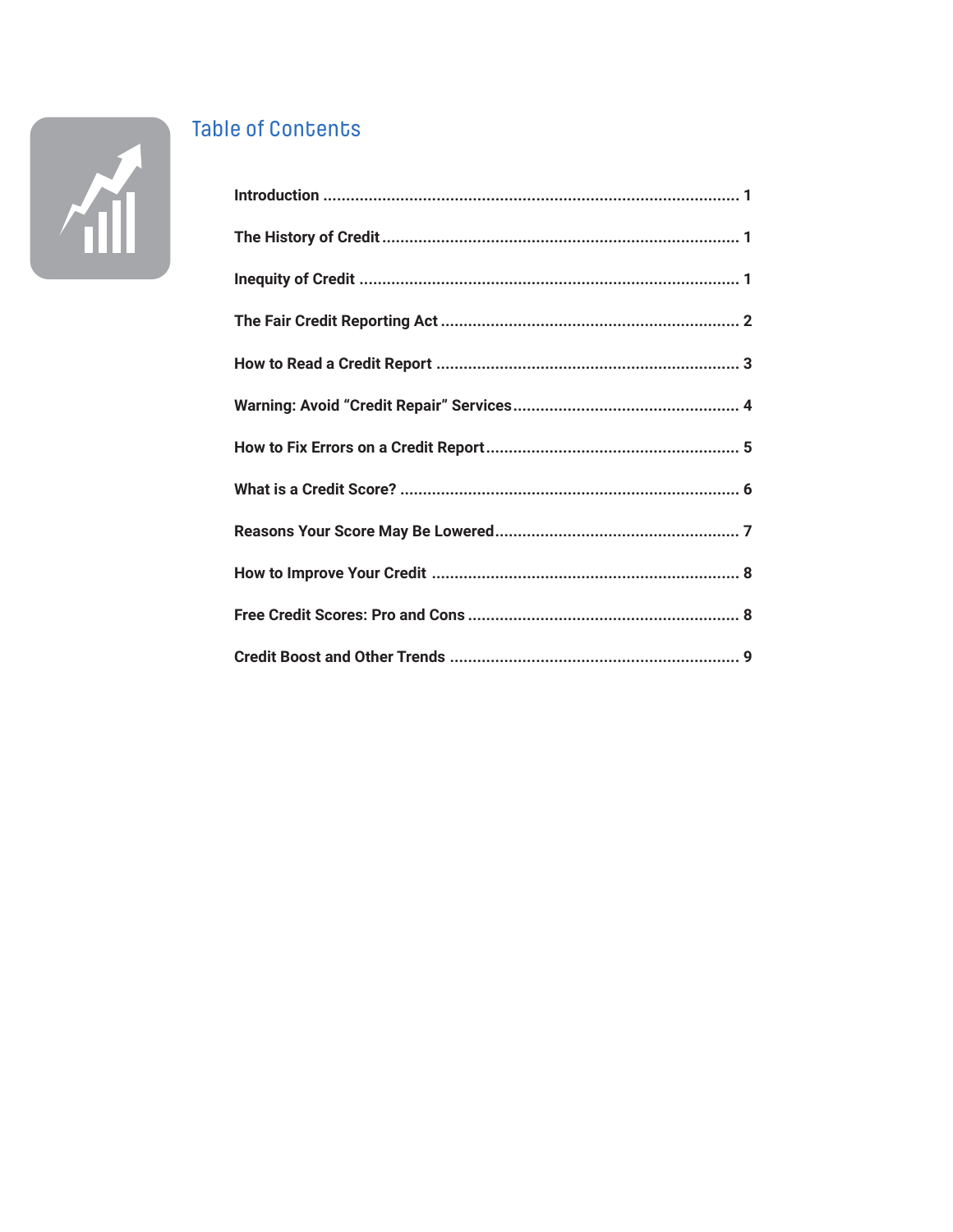## Table of Contents

| | |
|---|---|
| **Introduction** | **1** |
| **The History of Credit** | **1** |
| **Inequity of Credit** | **1** |
| **The Fair Credit Reporting Act** | **2** |
| **How to Read a Credit Report** | **3** |
| **Warning: Avoid “Credit Repair” Services** | **4** |
| **How to Fix Errors on a Credit Report** | **5** |
| **What is a Credit Score?** | **6** |
| **Reasons Your Score May Be Lowered** | **7** |
| **How to Improve Your Credit** | **8** |
| **Free Credit Scores: Pro and Cons** | **8** |
| **Credit Boost and Other Trends** | **9** |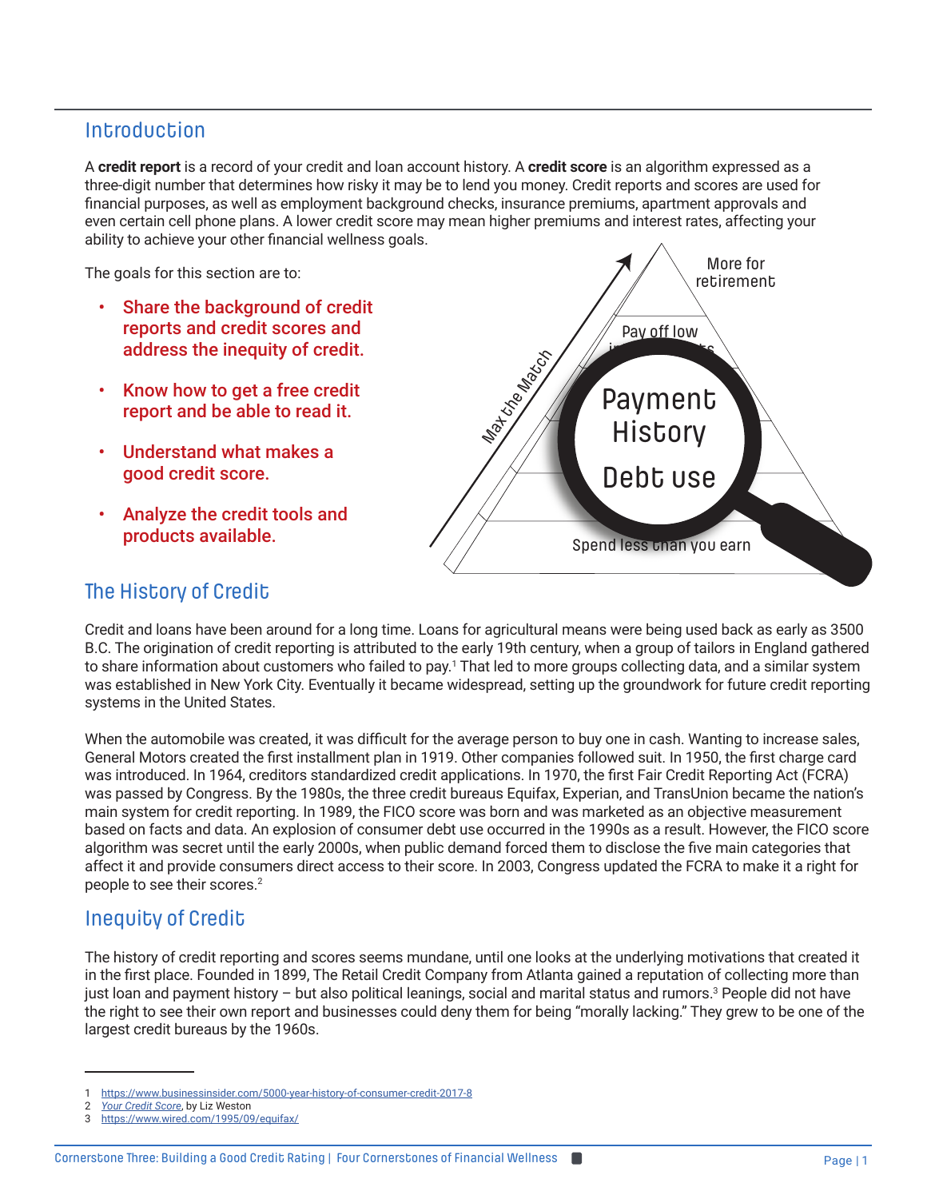## Introduction

A **credit report** is a record of your credit and loan account history. A **credit score** is an algorithm expressed as a three-digit number that determines how risky it may be to lend you money. Credit reports and scores are used for financial purposes, as well as employment background checks, insurance premiums, apartment approvals and even certain cell phone plans. A lower credit score may mean higher premiums and interest rates, affecting your ability to achieve your other financial wellness goals.

The goals for this section are to:

- Share the background of credit reports and credit scores and address the inequity of credit.
- Know how to get a free credit report and be able to read it.
- Understand what makes a good credit score.
- Analyze the credit tools and products available.

More for retirement

Pay off low interest debts

Max the Match

Payment History

Debt use

Spend less than you earn

## The History of Credit

Credit and loans have been around for a long time. Loans for agricultural means were being used back as early as 3500 B.C. The origination of credit reporting is attributed to the early 19th century, when a group of tailors in England gathered to share information about customers who failed to pay.[1] That led to more groups collecting data, and a similar system was established in New York City. Eventually it became widespread, setting up the groundwork for future credit reporting systems in the United States.

When the automobile was created, it was difficult for the average person to buy one in cash. Wanting to increase sales, General Motors created the first installment plan in 1919. Other companies followed suit. In 1950, the first charge card was introduced. In 1964, creditors standardized credit applications. In 1970, the first Fair Credit Reporting Act (FCRA) was passed by Congress. By the 1980s, the three credit bureaus Equifax, Experian, and TransUnion became the nation's main system for credit reporting. In 1989, the FICO score was born and was marketed as an objective measurement based on facts and data. An explosion of consumer debt use occurred in the 1990s as a result. However, the FICO score algorithm was secret until the early 2000s, when public demand forced them to disclose the five main categories that affect it and provide consumers direct access to their score. In 2003, Congress updated the FCRA to make it a right for people to see their scores.[2]

## Inequity of Credit

The history of credit reporting and scores seems mundane, until one looks at the underlying motivations that created it in the first place. Founded in 1899, The Retail Credit Company from Atlanta gained a reputation of collecting more than just loan and payment history – but also political leanings, social and marital status and rumors.[3] People did not have the right to see their own report and businesses could deny them for being "morally lacking." They grew to be one of the largest credit bureaus by the 1960s.

---

1 https://www.businessinsider.com/5000-year-history-of-consumer-credit-2017-8

2 *Your Credit Score*, by Liz Weston

3 https://www.wired.com/1995/09/equifax/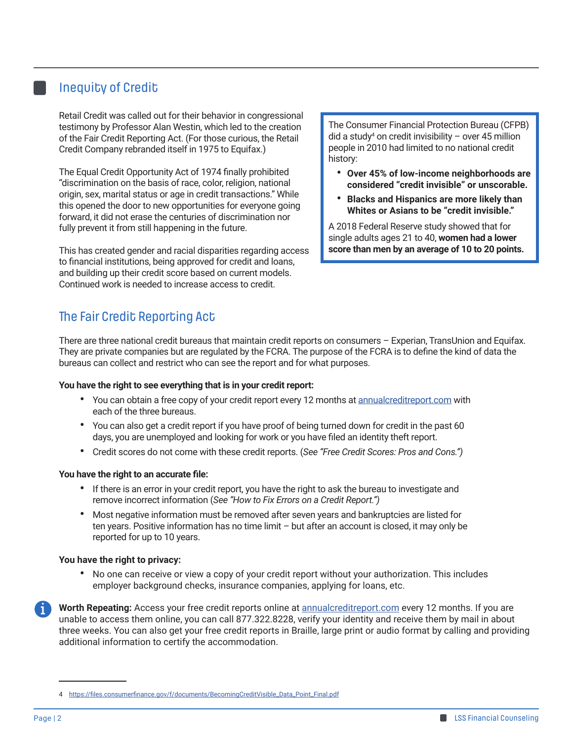## Inequity of Credit

Retail Credit was called out for their behavior in congressional testimony by Professor Alan Westin, which led to the creation of the Fair Credit Reporting Act. (For those curious, the Retail Credit Company rebranded itself in 1975 to Equifax.)

The Equal Credit Opportunity Act of 1974 finally prohibited "discrimination on the basis of race, color, religion, national origin, sex, marital status or age in credit transactions." While this opened the door to new opportunities for everyone going forward, it did not erase the centuries of discrimination nor fully prevent it from still happening in the future.

This has created gender and racial disparities regarding access to financial institutions, being approved for credit and loans, and building up their credit score based on current models. Continued work is needed to increase access to credit.

> The Consumer Financial Protection Bureau (CFPB) did a study[4] on credit invisibility – over 45 million people in 2010 had limited to no national credit history:
>
> - **Over 45% of low-income neighborhoods are considered "credit invisible" or unscorable.**
> - **Blacks and Hispanics are more likely than Whites or Asians to be "credit invisible."**
>
> A 2018 Federal Reserve study showed that for single adults ages 21 to 40, **women had a lower score than men by an average of 10 to 20 points.**

## The Fair Credit Reporting Act

There are three national credit bureaus that maintain credit reports on consumers – Experian, TransUnion and Equifax. They are private companies but are regulated by the FCRA. The purpose of the FCRA is to define the kind of data the bureaus can collect and restrict who can see the report and for what purposes.

**You have the right to see everything that is in your credit report:**

- You can obtain a free copy of your credit report every 12 months at annualcreditreport.com with each of the three bureaus.
- You can also get a credit report if you have proof of being turned down for credit in the past 60 days, you are unemployed and looking for work or you have filed an identity theft report.
- Credit scores do not come with these credit reports. (*See "Free Credit Scores: Pros and Cons."*)

**You have the right to an accurate file:**

- If there is an error in your credit report, you have the right to ask the bureau to investigate and remove incorrect information (*See "How to Fix Errors on a Credit Report."*)
- Most negative information must be removed after seven years and bankruptcies are listed for ten years. Positive information has no time limit – but after an account is closed, it may only be reported for up to 10 years.

**You have the right to privacy:**

- No one can receive or view a copy of your credit report without your authorization. This includes employer background checks, insurance companies, applying for loans, etc.

**Worth Repeating:** Access your free credit reports online at annualcreditreport.com every 12 months. If you are unable to access them online, you can call 877.322.8228, verify your identity and receive them by mail in about three weeks. You can also get your free credit reports in Braille, large print or audio format by calling and providing additional information to certify the accommodation.

---

4 https://files.consumerfinance.gov/f/documents/BecomingCreditVisible_Data_Point_Final.pdf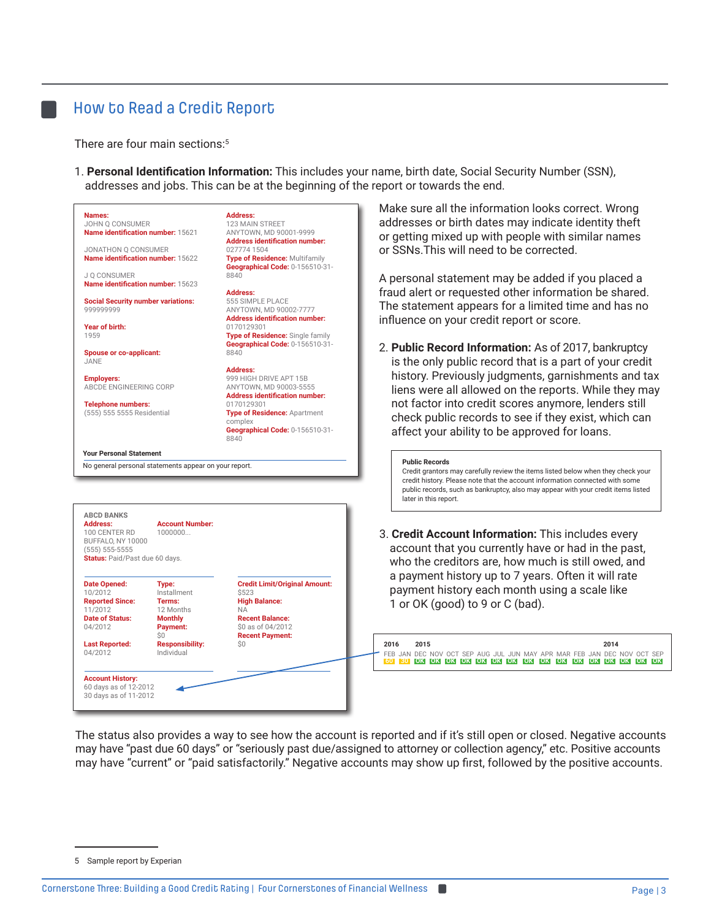## How to Read a Credit Report

There are four main sections:[5]

1. **Personal Identification Information:** This includes your name, birth date, Social Security Number (SSN), addresses and jobs. This can be at the beginning of the report or towards the end.

**Names:**
JOHN Q CONSUMER
**Name identification number:** 15621

JONATHON Q CONSUMER
**Name identification number:** 15622

J Q CONSUMER
**Name identification number:** 15623

**Social Security number variations:**
999999999

**Year of birth:**
1959

**Spouse or co-applicant:**
JANE

**Employers:**
ABCDE ENGINEERING CORP

**Telephone numbers:**
(555) 555 5555 Residential

**Address:**
123 MAIN STREET
ANYTOWN, MD 90001-9999
**Address identification number:**
027774 1504
**Type of Residence:** Multifamily
**Geographical Code:** 0-156510-31-8840

**Address:**
555 SIMPLE PLACE
ANYTOWN, MD 90002-7777
**Address identification number:**
0170129301
**Type of Residence:** Single family
**Geographical Code:** 0-156510-31-8840

**Address:**
999 HIGH DRIVE APT 15B
ANYTOWN, MD 90003-5555
**Address identification number:**
0170129301
**Type of Residence:** Apartment complex
**Geographical Code:** 0-156510-31-8840

**Your Personal Statement**
No general personal statements appear on your report.

Make sure all the information looks correct. Wrong addresses or birth dates may indicate identity theft or getting mixed up with people with similar names or SSNs.This will need to be corrected.

A personal statement may be added if you placed a fraud alert or requested other information be shared. The statement appears for a limited time and has no influence on your credit report or score.

2. **Public Record Information:** As of 2017, bankruptcy is the only public record that is a part of your credit history. Previously judgments, garnishments and tax liens were all allowed on the reports. While they may not factor into credit scores anymore, lenders still check public records to see if they exist, which can affect your ability to be approved for loans.

**Public Records**
Credit grantors may carefully review the items listed below when they check your credit history. Please note that the account information connected with some public records, such as bankruptcy, also may appear with your credit items listed later in this report.

**ABCD BANKS**
**Address:**
100 CENTER RD
BUFFALO, NY 10000
(555) 555-5555
**Account Number:**
1000000...
**Status:** Paid/Past due 60 days.

**Date Opened:**
10/2012
**Reported Since:**
11/2012
**Date of Status:**
04/2012
**Last Reported:**
04/2012

**Type:**
Installment
**Terms:**
12 Months
**Monthly Payment:**
$0
**Responsibility:**
Individual

**Credit Limit/Original Amount:**
$523
**High Balance:**
NA
**Recent Balance:**
$0 as of 04/2012
**Recent Payment:**
$0

**Account History:**
60 days as of 12-2012
30 days as of 11-2012

3. **Credit Account Information:** This includes every account that you currently have or had in the past, who the creditors are, how much is still owed, and a payment history up to 7 years. Often it will rate payment history each month using a scale like 1 or OK (good) to 9 or C (bad).

| 2016 | 2015 | | | | | | | | | | | | 2014 | | | |
|---|---|---|---|---|---|---|---|---|---|---|---|---|---|---|---|---|
| FEB | JAN | DEC | NOV | OCT | SEP | AUG | JUL | JUN | MAY | APR | MAR | FEB | JAN | DEC | NOV | OCT | SEP |
| 60 | 30 | OK | OK | OK | OK | OK | OK | OK | OK | OK | OK | OK | OK | OK | OK | OK | OK |

The status also provides a way to see how the account is reported and if it's still open or closed. Negative accounts may have "past due 60 days" or "seriously past due/assigned to attorney or collection agency," etc. Positive accounts may have "current" or "paid satisfactorily." Negative accounts may show up first, followed by the positive accounts.

5 Sample report by Experian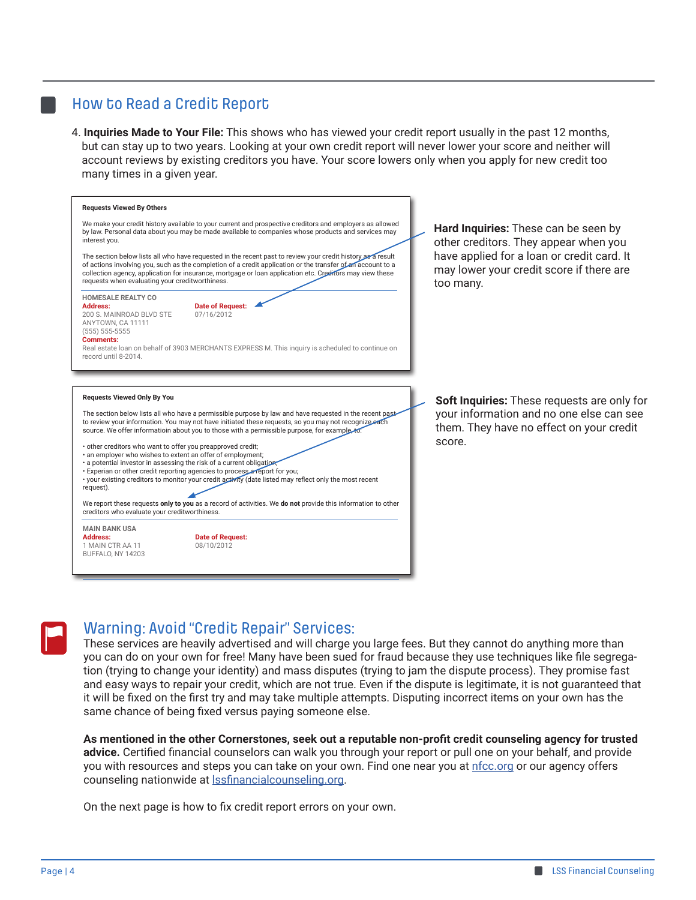## How to Read a Credit Report

4. **Inquiries Made to Your File:** This shows who has viewed your credit report usually in the past 12 months, but can stay up to two years. Looking at your own credit report will never lower your score and neither will account reviews by existing creditors you have. Your score lowers only when you apply for new credit too many times in a given year.

**Requests Viewed By Others**

We make your credit history available to your current and prospective creditors and employers as allowed by law. Personal data about you may be made available to companies whose products and services may interest you.

The section below lists all who have requested in the recent past to review your credit history as a result of actions involving you, such as the completion of a credit application or the transfer of an account to a collection agency, application for insurance, mortgage or loan application etc. Creditors may view these requests when evaluating your creditworthiness.

HOMESALE REALTY CO
**Address:**
200 S. MAINROAD BLVD STE
ANYTOWN, CA 11111
(555) 555-5555

**Date of Request:**
07/16/2012

**Comments:**
Real estate loan on behalf of 3903 MERCHANTS EXPRESS M. This inquiry is scheduled to continue on record until 8-2014.

**Hard Inquiries:** These can be seen by other creditors. They appear when you have applied for a loan or credit card. It may lower your credit score if there are too many.

**Requests Viewed Only By You**

The section below lists all who have a permissible purpose by law and have requested in the recent past to review your information. You may not have initiated these requests, so you may not recognize each source. We offer informatioin about you to those with a permissible purpose, for example, to:

- other creditors who want to offer you preapproved credit;
- an employer who wishes to extent an offer of employment;
- a potential investor in assessing the risk of a current obligation;
- Experian or other credit reporting agencies to process a report for you;
- your existing creditors to monitor your credit activity (date listed may reflect only the most recent request).

We report these requests **only to you** as a record of activities. We **do not** provide this information to other creditors who evaluate your creditworthiness.

MAIN BANK USA
**Address:**
1 MAIN CTR AA 11
BUFFALO, NY 14203

**Date of Request:**
08/10/2012

**Soft Inquiries:** These requests are only for your information and no one else can see them. They have no effect on your credit score.

## Warning: Avoid "Credit Repair" Services:

These services are heavily advertised and will charge you large fees. But they cannot do anything more than you can do on your own for free! Many have been sued for fraud because they use techniques like file segregation (trying to change your identity) and mass disputes (trying to jam the dispute process). They promise fast and easy ways to repair your credit, which are not true. Even if the dispute is legitimate, it is not guaranteed that it will be fixed on the first try and may take multiple attempts. Disputing incorrect items on your own has the same chance of being fixed versus paying someone else.

**As mentioned in the other Cornerstones, seek out a reputable non-profit credit counseling agency for trusted advice.** Certified financial counselors can walk you through your report or pull one on your behalf, and provide you with resources and steps you can take on your own. Find one near you at nfcc.org or our agency offers counseling nationwide at lssfinancialcounseling.org.

On the next page is how to fix credit report errors on your own.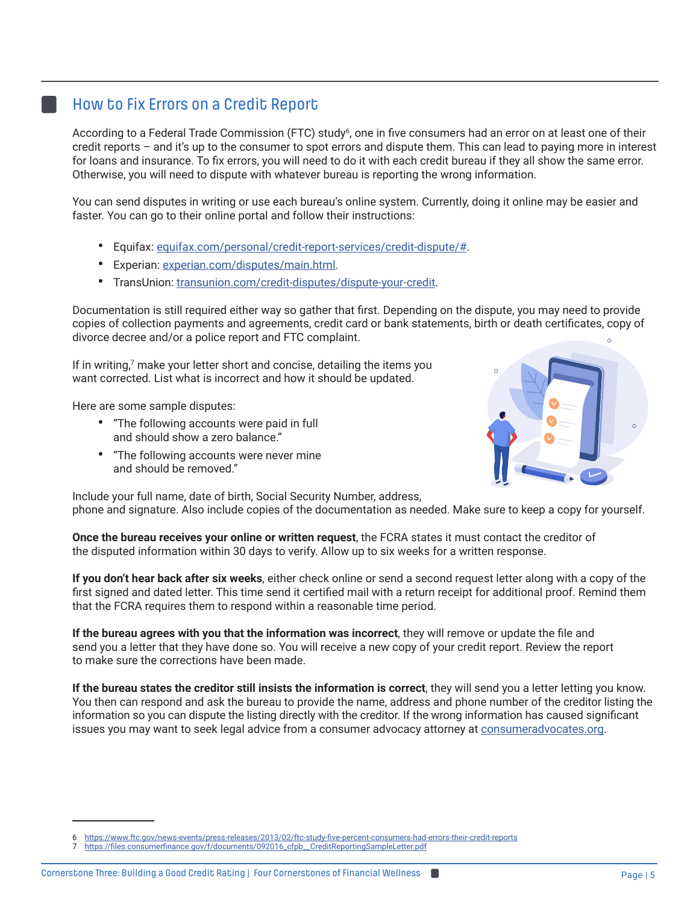## How to Fix Errors on a Credit Report

According to a Federal Trade Commission (FTC) study[6], one in five consumers had an error on at least one of their credit reports – and it's up to the consumer to spot errors and dispute them. This can lead to paying more in interest for loans and insurance. To fix errors, you will need to do it with each credit bureau if they all show the same error. Otherwise, you will need to dispute with whatever bureau is reporting the wrong information.

You can send disputes in writing or use each bureau's online system. Currently, doing it online may be easier and faster. You can go to their online portal and follow their instructions:

- Equifax: equifax.com/personal/credit-report-services/credit-dispute/#.
- Experian: experian.com/disputes/main.html.
- TransUnion: transunion.com/credit-disputes/dispute-your-credit.

Documentation is still required either way so gather that first. Depending on the dispute, you may need to provide copies of collection payments and agreements, credit card or bank statements, birth or death certificates, copy of divorce decree and/or a police report and FTC complaint.

If in writing,[7] make your letter short and concise, detailing the items you want corrected. List what is incorrect and how it should be updated.

Here are some sample disputes:

- "The following accounts were paid in full and should show a zero balance."
- "The following accounts were never mine and should be removed."

Include your full name, date of birth, Social Security Number, address, phone and signature. Also include copies of the documentation as needed. Make sure to keep a copy for yourself.

**Once the bureau receives your online or written request**, the FCRA states it must contact the creditor of the disputed information within 30 days to verify. Allow up to six weeks for a written response.

**If you don't hear back after six weeks**, either check online or send a second request letter along with a copy of the first signed and dated letter. This time send it certified mail with a return receipt for additional proof. Remind them that the FCRA requires them to respond within a reasonable time period.

**If the bureau agrees with you that the information was incorrect**, they will remove or update the file and send you a letter that they have done so. You will receive a new copy of your credit report. Review the report to make sure the corrections have been made.

**If the bureau states the creditor still insists the information is correct**, they will send you a letter letting you know. You then can respond and ask the bureau to provide the name, address and phone number of the creditor listing the information so you can dispute the listing directly with the creditor. If the wrong information has caused significant issues you may want to seek legal advice from a consumer advocacy attorney at consumeradvocates.org.

---

6 https://www.ftc.gov/news-events/press-releases/2013/02/ftc-study-five-percent-consumers-had-errors-their-credit-reports
7 https://files.consumerfinance.gov/f/documents/092016_cfpb__CreditReportingSampleLetter.pdf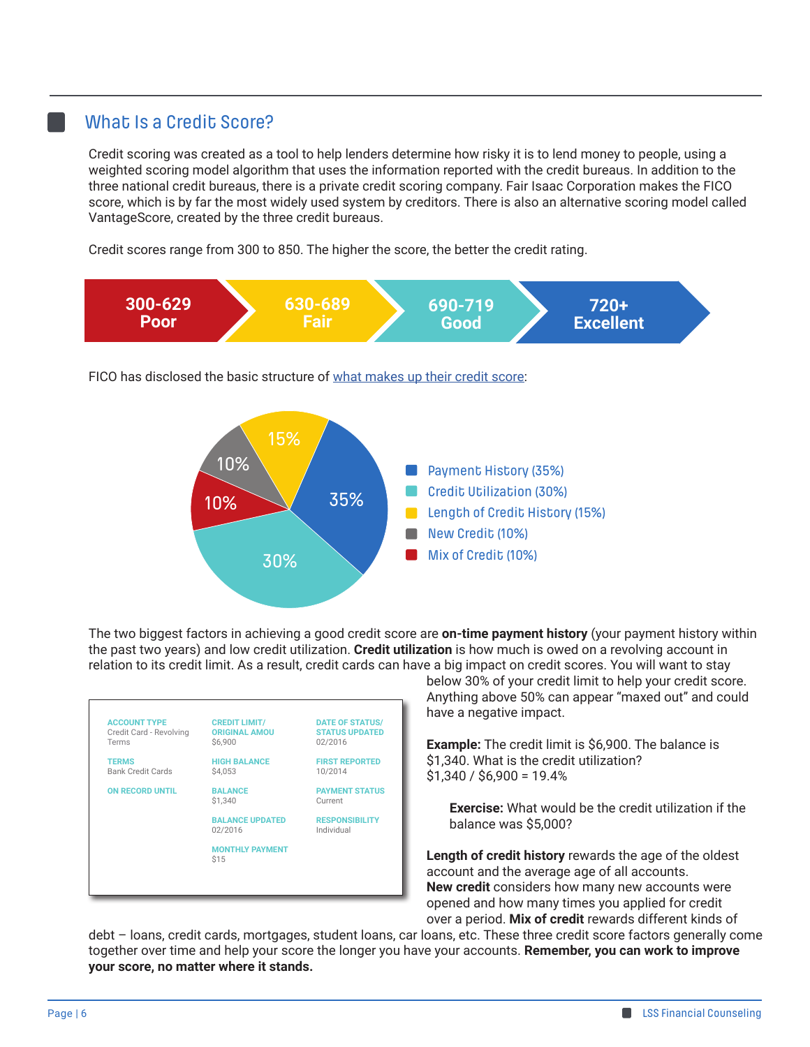## What Is a Credit Score?

Credit scoring was created as a tool to help lenders determine how risky it is to lend money to people, using a weighted scoring model algorithm that uses the information reported with the credit bureaus. In addition to the three national credit bureaus, there is a private credit scoring company. Fair Isaac Corporation makes the FICO score, which is by far the most widely used system by creditors. There is also an alternative scoring model called VantageScore, created by the three credit bureaus.

Credit scores range from 300 to 850. The higher the score, the better the credit rating.

| 300-629 | 630-689 | 690-719 | 720+ |
|---|---|---|---|
| Poor | Fair | Good | Excellent |

FICO has disclosed the basic structure of [what makes up their credit score]:

- Payment History (35%)
- Credit Utilization (30%)
- Length of Credit History (15%)
- New Credit (10%)
- Mix of Credit (10%)

The two biggest factors in achieving a good credit score are **on-time payment history** (your payment history within the past two years) and low credit utilization. **Credit utilization** is how much is owed on a revolving account in relation to its credit limit. As a result, credit cards can have a big impact on credit scores. You will want to stay below 30% of your credit limit to help your credit score. Anything above 50% can appear "maxed out" and could have a negative impact.

| ACCOUNT TYPE | CREDIT LIMIT/ ORIGINAL AMOU | DATE OF STATUS/ STATUS UPDATED |
|---|---|---|
| Credit Card - Revolving Terms | $6,900 | 02/2016 |
| **TERMS** | **HIGH BALANCE** | **FIRST REPORTED** |
| Bank Credit Cards | $4,053 | 10/2014 |
| **ON RECORD UNTIL** | **BALANCE** | **PAYMENT STATUS** |
| | $1,340 | Current |
| | **BALANCE UPDATED** | **RESPONSIBILITY** |
| | 02/2016 | Individual |
| | **MONTHLY PAYMENT** | |
| | $15 | |

**Example:** The credit limit is $6,900. The balance is $1,340. What is the credit utilization?
$1,340 / $6,900 = 19.4%

**Exercise:** What would be the credit utilization if the balance was $5,000?

**Length of credit history** rewards the age of the oldest account and the average age of all accounts. **New credit** considers how many new accounts were opened and how many times you applied for credit over a period. **Mix of credit** rewards different kinds of debt – loans, credit cards, mortgages, student loans, car loans, etc. These three credit score factors generally come together over time and help your score the longer you have your accounts. **Remember, you can work to improve your score, no matter where it stands.**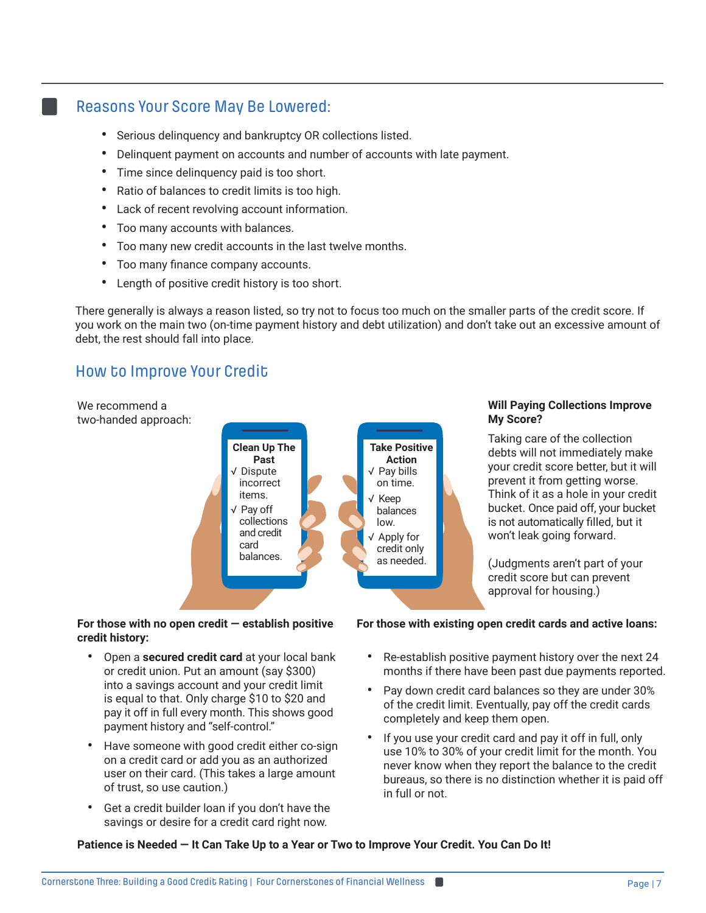## Reasons Your Score May Be Lowered:

- Serious delinquency and bankruptcy OR collections listed.
- Delinquent payment on accounts and number of accounts with late payment.
- Time since delinquency paid is too short.
- Ratio of balances to credit limits is too high.
- Lack of recent revolving account information.
- Too many accounts with balances.
- Too many new credit accounts in the last twelve months.
- Too many finance company accounts.
- Length of positive credit history is too short.

There generally is always a reason listed, so try not to focus too much on the smaller parts of the credit score. If you work on the main two (on-time payment history and debt utilization) and don't take out an excessive amount of debt, the rest should fall into place.

## How to Improve Your Credit

We recommend a two-handed approach:

**Clean Up The Past**
- √ Dispute incorrect items.
- √ Pay off collections and credit card balances.

**Take Positive Action**
- √ Pay bills on time.
- √ Keep balances low.
- √ Apply for credit only as needed.

**Will Paying Collections Improve My Score?**

Taking care of the collection debts will not immediately make your credit score better, but it will prevent it from getting worse. Think of it as a hole in your credit bucket. Once paid off, your bucket is not automatically filled, but it won't leak going forward.

(Judgments aren't part of your credit score but can prevent approval for housing.)

**For those with no open credit — establish positive credit history:**

- Open a **secured credit card** at your local bank or credit union. Put an amount (say $300) into a savings account and your credit limit is equal to that. Only charge $10 to $20 and pay it off in full every month. This shows good payment history and "self-control."
- Have someone with good credit either co-sign on a credit card or add you as an authorized user on their card. (This takes a large amount of trust, so use caution.)
- Get a credit builder loan if you don't have the savings or desire for a credit card right now.

**For those with existing open credit cards and active loans:**

- Re-establish positive payment history over the next 24 months if there have been past due payments reported.
- Pay down credit card balances so they are under 30% of the credit limit. Eventually, pay off the credit cards completely and keep them open.
- If you use your credit card and pay it off in full, only use 10% to 30% of your credit limit for the month. You never know when they report the balance to the credit bureaus, so there is no distinction whether it is paid off in full or not.

**Patience is Needed — It Can Take Up to a Year or Two to Improve Your Credit. You Can Do It!**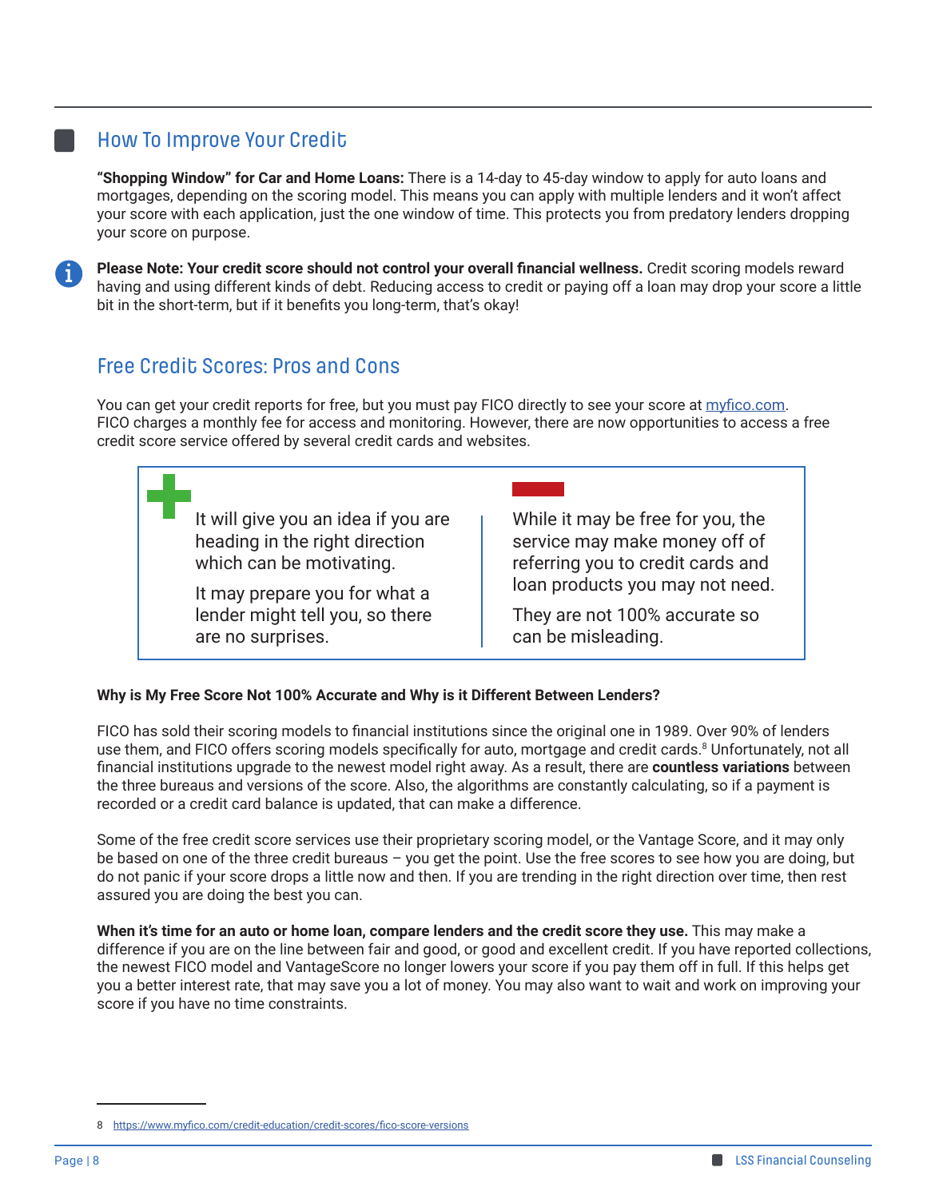## How To Improve Your Credit

**"Shopping Window" for Car and Home Loans:** There is a 14-day to 45-day window to apply for auto loans and mortgages, depending on the scoring model. This means you can apply with multiple lenders and it won't affect your score with each application, just the one window of time. This protects you from predatory lenders dropping your score on purpose.

**Please Note: Your credit score should not control your overall financial wellness.** Credit scoring models reward having and using different kinds of debt. Reducing access to credit or paying off a loan may drop your score a little bit in the short-term, but if it benefits you long-term, that's okay!

## Free Credit Scores: Pros and Cons

You can get your credit reports for free, but you must pay FICO directly to see your score at myfico.com. FICO charges a monthly fee for access and monitoring. However, there are now opportunities to access a free credit score service offered by several credit cards and websites.

| + (Pros) | − (Cons) |
| --- | --- |
| It will give you an idea if you are heading in the right direction which can be motivating. | While it may be free for you, the service may make money off of referring you to credit cards and loan products you may not need. |
| It may prepare you for what a lender might tell you, so there are no surprises. | They are not 100% accurate so can be misleading. |

**Why is My Free Score Not 100% Accurate and Why is it Different Between Lenders?**

FICO has sold their scoring models to financial institutions since the original one in 1989. Over 90% of lenders use them, and FICO offers scoring models specifically for auto, mortgage and credit cards.[8] Unfortunately, not all financial institutions upgrade to the newest model right away. As a result, there are **countless variations** between the three bureaus and versions of the score. Also, the algorithms are constantly calculating, so if a payment is recorded or a credit card balance is updated, that can make a difference.

Some of the free credit score services use their proprietary scoring model, or the Vantage Score, and it may only be based on one of the three credit bureaus – you get the point. Use the free scores to see how you are doing, but do not panic if your score drops a little now and then. If you are trending in the right direction over time, then rest assured you are doing the best you can.

**When it's time for an auto or home loan, compare lenders and the credit score they use.** This may make a difference if you are on the line between fair and good, or good and excellent credit. If you have reported collections, the newest FICO model and VantageScore no longer lowers your score if you pay them off in full. If this helps get you a better interest rate, that may save you a lot of money. You may also want to wait and work on improving your score if you have no time constraints.

8 https://www.myfico.com/credit-education/credit-scores/fico-score-versions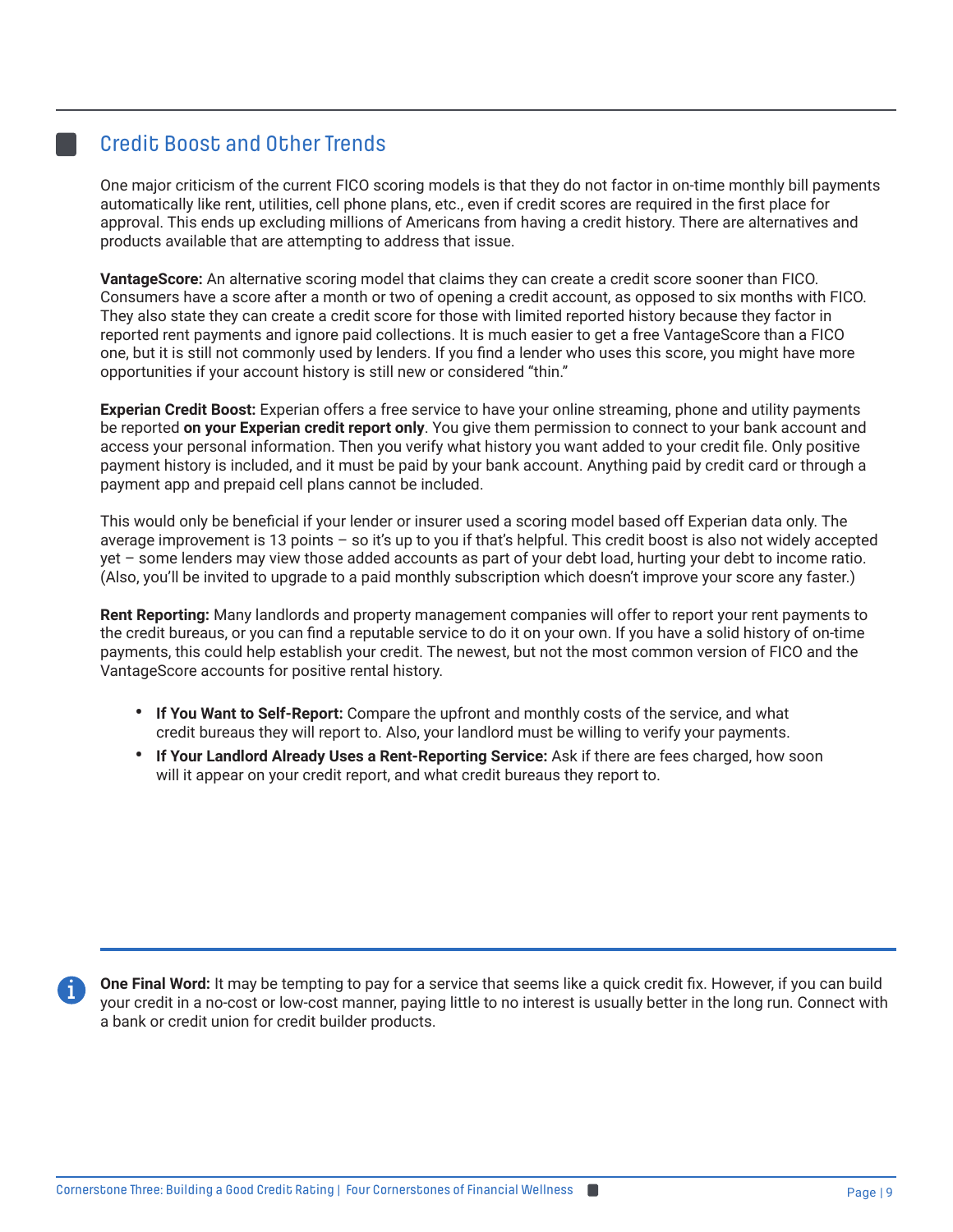## Credit Boost and Other Trends

One major criticism of the current FICO scoring models is that they do not factor in on-time monthly bill payments automatically like rent, utilities, cell phone plans, etc., even if credit scores are required in the first place for approval. This ends up excluding millions of Americans from having a credit history. There are alternatives and products available that are attempting to address that issue.

**VantageScore:** An alternative scoring model that claims they can create a credit score sooner than FICO. Consumers have a score after a month or two of opening a credit account, as opposed to six months with FICO. They also state they can create a credit score for those with limited reported history because they factor in reported rent payments and ignore paid collections. It is much easier to get a free VantageScore than a FICO one, but it is still not commonly used by lenders. If you find a lender who uses this score, you might have more opportunities if your account history is still new or considered "thin."

**Experian Credit Boost:** Experian offers a free service to have your online streaming, phone and utility payments be reported **on your Experian credit report only**. You give them permission to connect to your bank account and access your personal information. Then you verify what history you want added to your credit file. Only positive payment history is included, and it must be paid by your bank account. Anything paid by credit card or through a payment app and prepaid cell plans cannot be included.

This would only be beneficial if your lender or insurer used a scoring model based off Experian data only. The average improvement is 13 points – so it's up to you if that's helpful. This credit boost is also not widely accepted yet – some lenders may view those added accounts as part of your debt load, hurting your debt to income ratio. (Also, you'll be invited to upgrade to a paid monthly subscription which doesn't improve your score any faster.)

**Rent Reporting:** Many landlords and property management companies will offer to report your rent payments to the credit bureaus, or you can find a reputable service to do it on your own. If you have a solid history of on-time payments, this could help establish your credit. The newest, but not the most common version of FICO and the VantageScore accounts for positive rental history.

- **If You Want to Self-Report:** Compare the upfront and monthly costs of the service, and what credit bureaus they will report to. Also, your landlord must be willing to verify your payments.
- **If Your Landlord Already Uses a Rent-Reporting Service:** Ask if there are fees charged, how soon will it appear on your credit report, and what credit bureaus they report to.

**One Final Word:** It may be tempting to pay for a service that seems like a quick credit fix. However, if you can build your credit in a no-cost or low-cost manner, paying little to no interest is usually better in the long run. Connect with a bank or credit union for credit builder products.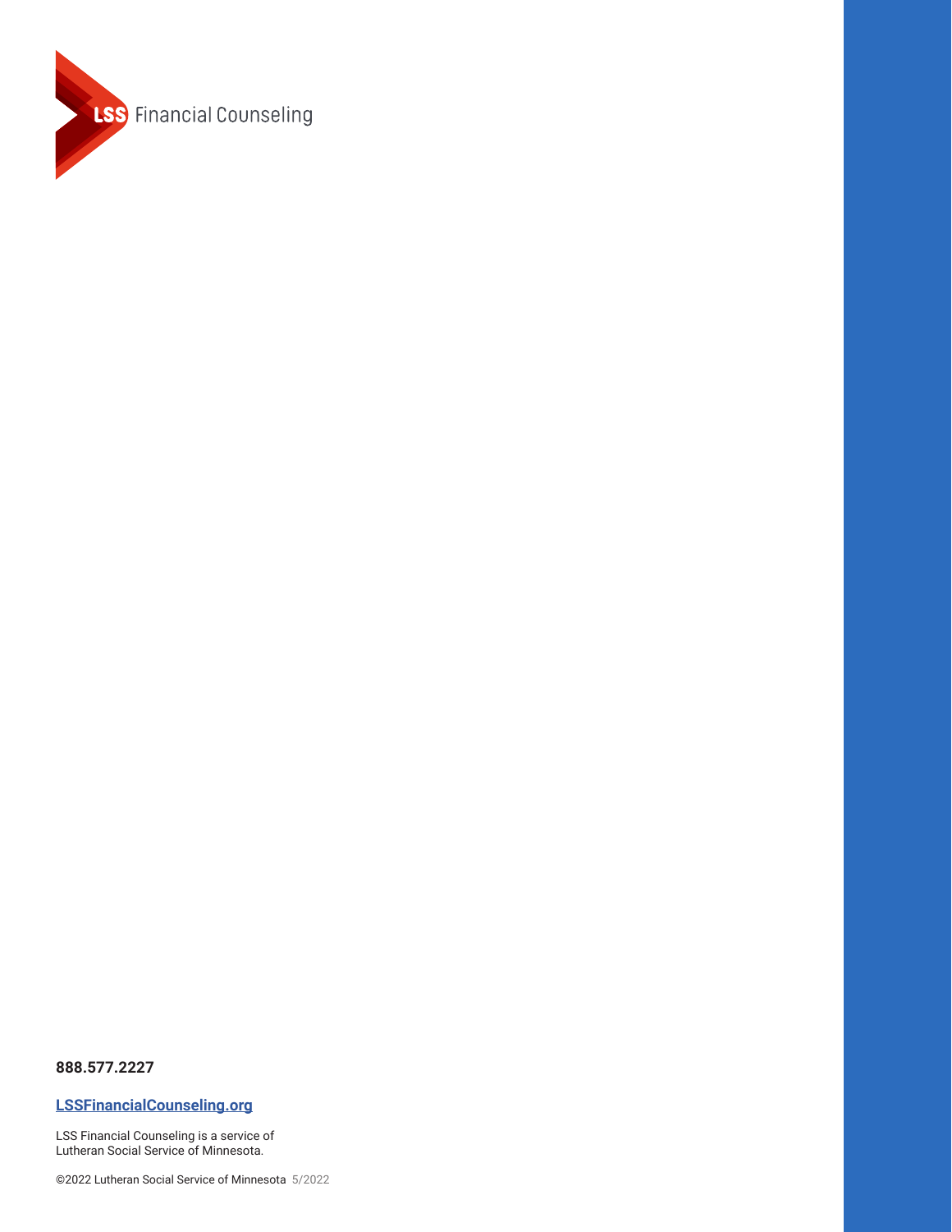LSS Financial Counseling

**888.577.2227**

**LSSFinancialCounseling.org**

LSS Financial Counseling is a service of Lutheran Social Service of Minnesota.

©2022 Lutheran Social Service of Minnesota 5/2022